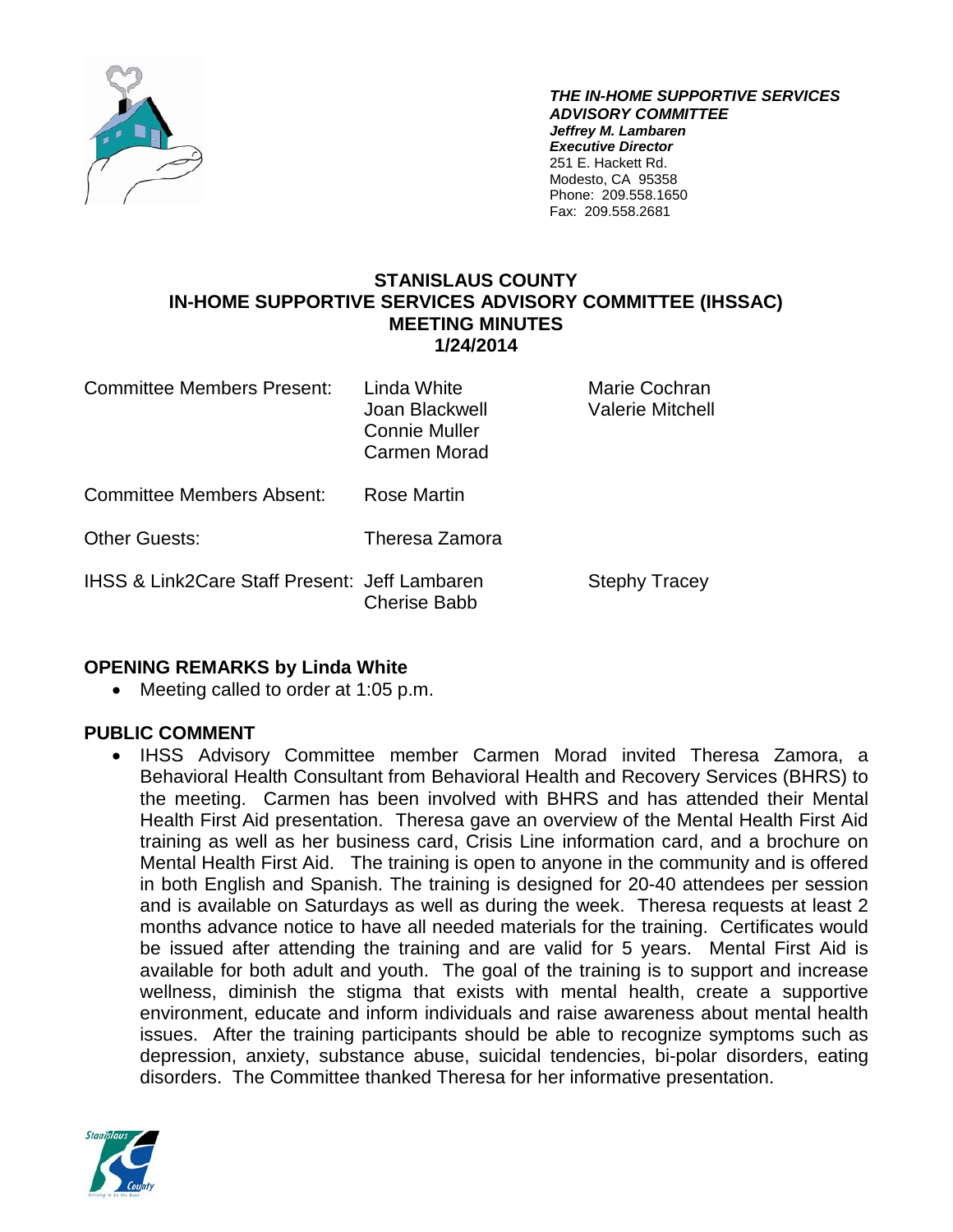***THE IN-HOME SUPPORTIVE SERVICES ADVISORY COMMITTEE***
***Jeffrey M. Lambaren***
***Executive Director***
251 E. Hackett Rd.
Modesto, CA 95358
Phone: 209.558.1650
Fax: 209.558.2681

# STANISLAUS COUNTY
# IN-HOME SUPPORTIVE SERVICES ADVISORY COMMITTEE (IHSSAC)
# MEETING MINUTES
# 1/24/2014

| | | |
|---|---|---|
| Committee Members Present: | Linda White<br>Joan Blackwell<br>Connie Muller<br>Carmen Morad | Marie Cochran<br>Valerie Mitchell |
| Committee Members Absent: | Rose Martin | |
| Other Guests: | Theresa Zamora | |
| IHSS & Link2Care Staff Present: | Jeff Lambaren<br>Cherise Babb | Stephy Tracey |

## OPENING REMARKS by Linda White

- Meeting called to order at 1:05 p.m.

## PUBLIC COMMENT

- IHSS Advisory Committee member Carmen Morad invited Theresa Zamora, a Behavioral Health Consultant from Behavioral Health and Recovery Services (BHRS) to the meeting. Carmen has been involved with BHRS and has attended their Mental Health First Aid presentation. Theresa gave an overview of the Mental Health First Aid training as well as her business card, Crisis Line information card, and a brochure on Mental Health First Aid. The training is open to anyone in the community and is offered in both English and Spanish. The training is designed for 20-40 attendees per session and is available on Saturdays as well as during the week. Theresa requests at least 2 months advance notice to have all needed materials for the training. Certificates would be issued after attending the training and are valid for 5 years. Mental First Aid is available for both adult and youth. The goal of the training is to support and increase wellness, diminish the stigma that exists with mental health, create a supportive environment, educate and inform individuals and raise awareness about mental health issues. After the training participants should be able to recognize symptoms such as depression, anxiety, substance abuse, suicidal tendencies, bi-polar disorders, eating disorders. The Committee thanked Theresa for her informative presentation.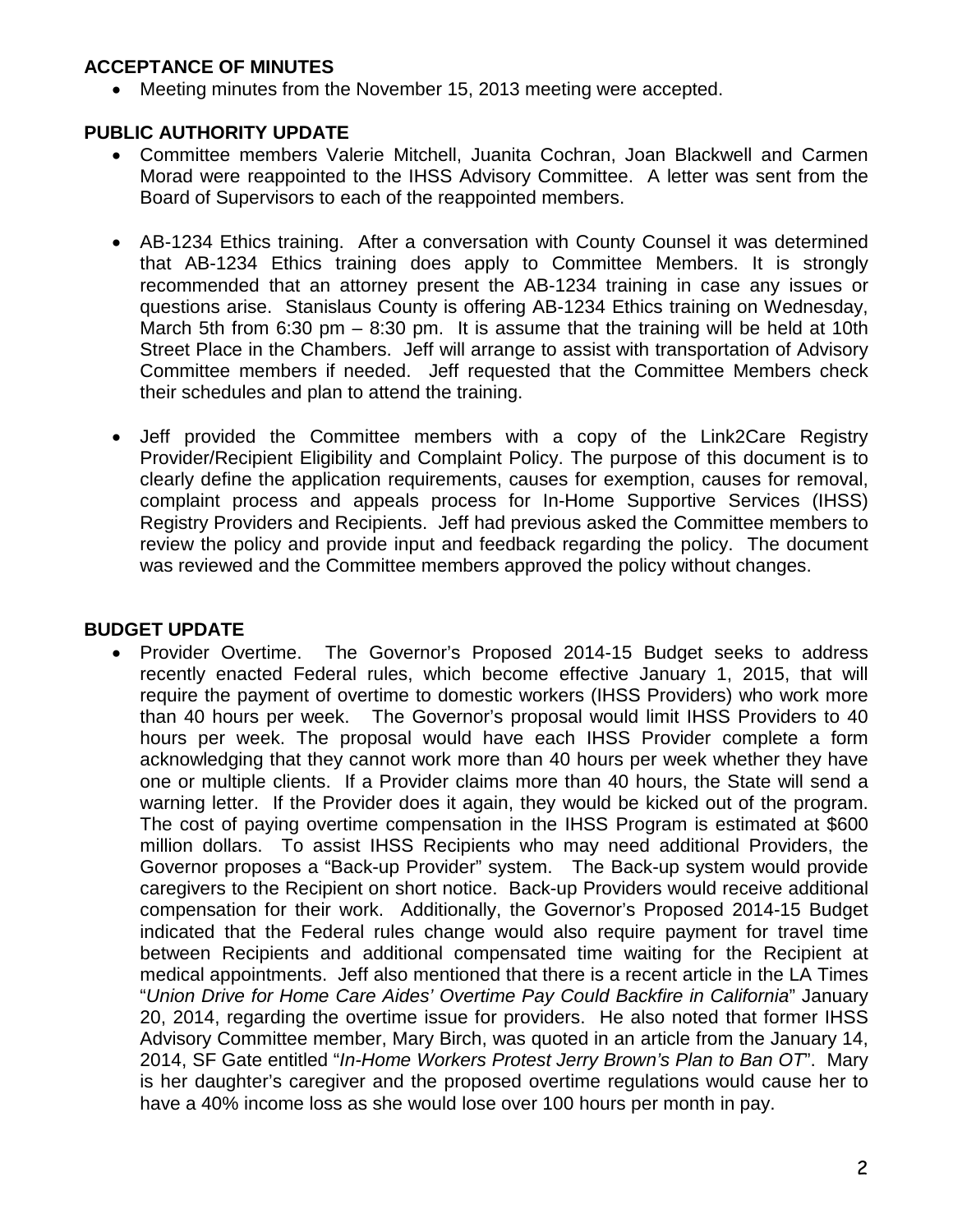## ACCEPTANCE OF MINUTES

- Meeting minutes from the November 15, 2013 meeting were accepted.

## PUBLIC AUTHORITY UPDATE

- Committee members Valerie Mitchell, Juanita Cochran, Joan Blackwell and Carmen Morad were reappointed to the IHSS Advisory Committee. A letter was sent from the Board of Supervisors to each of the reappointed members.

- AB-1234 Ethics training. After a conversation with County Counsel it was determined that AB-1234 Ethics training does apply to Committee Members. It is strongly recommended that an attorney present the AB-1234 training in case any issues or questions arise. Stanislaus County is offering AB-1234 Ethics training on Wednesday, March 5th from 6:30 pm – 8:30 pm. It is assume that the training will be held at 10th Street Place in the Chambers. Jeff will arrange to assist with transportation of Advisory Committee members if needed. Jeff requested that the Committee Members check their schedules and plan to attend the training.

- Jeff provided the Committee members with a copy of the Link2Care Registry Provider/Recipient Eligibility and Complaint Policy. The purpose of this document is to clearly define the application requirements, causes for exemption, causes for removal, complaint process and appeals process for In-Home Supportive Services (IHSS) Registry Providers and Recipients. Jeff had previous asked the Committee members to review the policy and provide input and feedback regarding the policy. The document was reviewed and the Committee members approved the policy without changes.

## BUDGET UPDATE

- Provider Overtime. The Governor's Proposed 2014-15 Budget seeks to address recently enacted Federal rules, which become effective January 1, 2015, that will require the payment of overtime to domestic workers (IHSS Providers) who work more than 40 hours per week. The Governor's proposal would limit IHSS Providers to 40 hours per week. The proposal would have each IHSS Provider complete a form acknowledging that they cannot work more than 40 hours per week whether they have one or multiple clients. If a Provider claims more than 40 hours, the State will send a warning letter. If the Provider does it again, they would be kicked out of the program. The cost of paying overtime compensation in the IHSS Program is estimated at $600 million dollars. To assist IHSS Recipients who may need additional Providers, the Governor proposes a "Back-up Provider" system. The Back-up system would provide caregivers to the Recipient on short notice. Back-up Providers would receive additional compensation for their work. Additionally, the Governor's Proposed 2014-15 Budget indicated that the Federal rules change would also require payment for travel time between Recipients and additional compensated time waiting for the Recipient at medical appointments. Jeff also mentioned that there is a recent article in the LA Times "*Union Drive for Home Care Aides' Overtime Pay Could Backfire in California*" January 20, 2014, regarding the overtime issue for providers. He also noted that former IHSS Advisory Committee member, Mary Birch, was quoted in an article from the January 14, 2014, SF Gate entitled "*In-Home Workers Protest Jerry Brown's Plan to Ban OT*". Mary is her daughter's caregiver and the proposed overtime regulations would cause her to have a 40% income loss as she would lose over 100 hours per month in pay.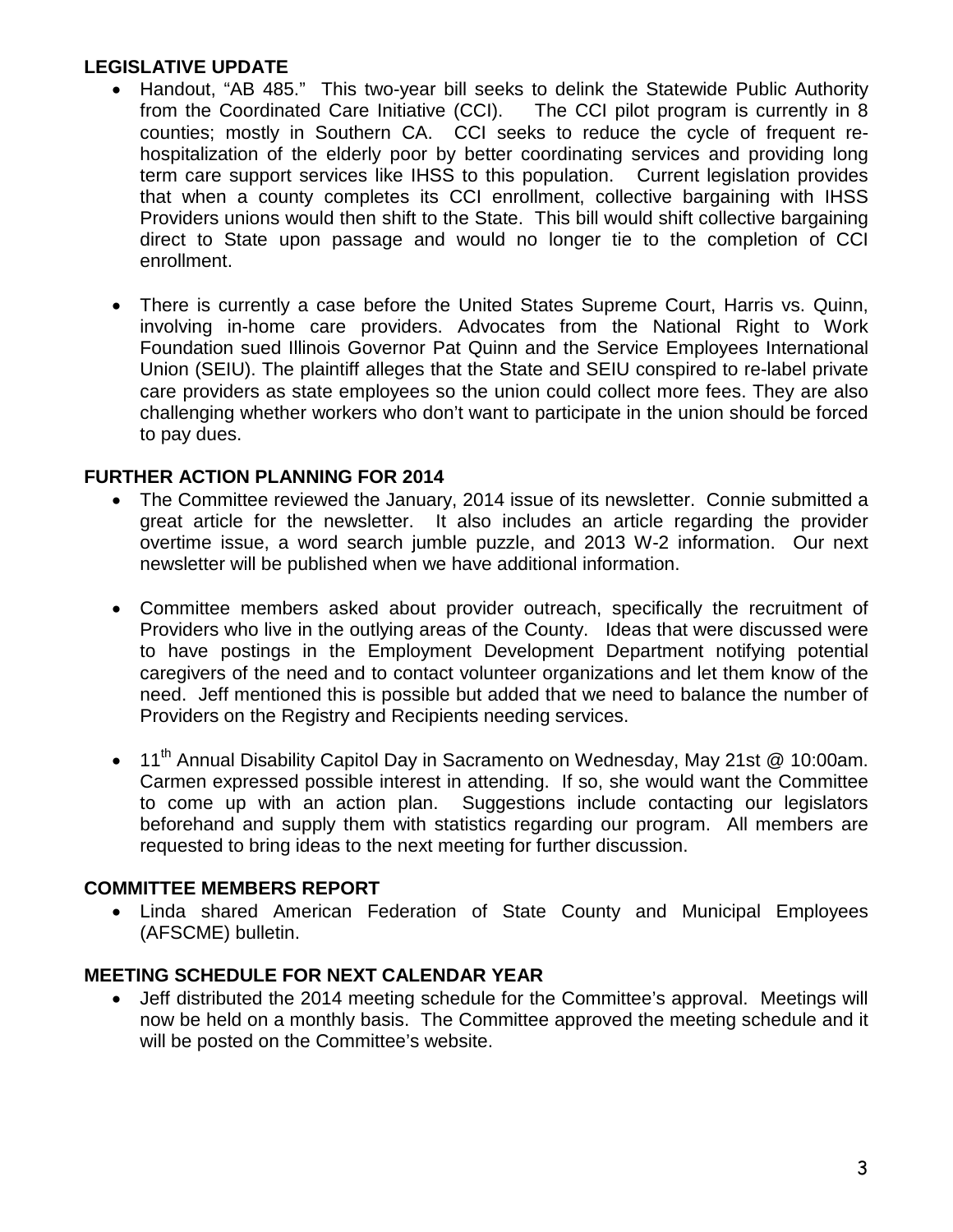## LEGISLATIVE UPDATE

- Handout, "AB 485." This two-year bill seeks to delink the Statewide Public Authority from the Coordinated Care Initiative (CCI). The CCI pilot program is currently in 8 counties; mostly in Southern CA. CCI seeks to reduce the cycle of frequent re-hospitalization of the elderly poor by better coordinating services and providing long term care support services like IHSS to this population. Current legislation provides that when a county completes its CCI enrollment, collective bargaining with IHSS Providers unions would then shift to the State. This bill would shift collective bargaining direct to State upon passage and would no longer tie to the completion of CCI enrollment.
- There is currently a case before the United States Supreme Court, Harris vs. Quinn, involving in-home care providers. Advocates from the National Right to Work Foundation sued Illinois Governor Pat Quinn and the Service Employees International Union (SEIU). The plaintiff alleges that the State and SEIU conspired to re-label private care providers as state employees so the union could collect more fees. They are also challenging whether workers who don't want to participate in the union should be forced to pay dues.

## FURTHER ACTION PLANNING FOR 2014

- The Committee reviewed the January, 2014 issue of its newsletter. Connie submitted a great article for the newsletter. It also includes an article regarding the provider overtime issue, a word search jumble puzzle, and 2013 W-2 information. Our next newsletter will be published when we have additional information.
- Committee members asked about provider outreach, specifically the recruitment of Providers who live in the outlying areas of the County. Ideas that were discussed were to have postings in the Employment Development Department notifying potential caregivers of the need and to contact volunteer organizations and let them know of the need. Jeff mentioned this is possible but added that we need to balance the number of Providers on the Registry and Recipients needing services.
- 11th Annual Disability Capitol Day in Sacramento on Wednesday, May 21st @ 10:00am. Carmen expressed possible interest in attending. If so, she would want the Committee to come up with an action plan. Suggestions include contacting our legislators beforehand and supply them with statistics regarding our program. All members are requested to bring ideas to the next meeting for further discussion.

## COMMITTEE MEMBERS REPORT

- Linda shared American Federation of State County and Municipal Employees (AFSCME) bulletin.

## MEETING SCHEDULE FOR NEXT CALENDAR YEAR

- Jeff distributed the 2014 meeting schedule for the Committee's approval. Meetings will now be held on a monthly basis. The Committee approved the meeting schedule and it will be posted on the Committee's website.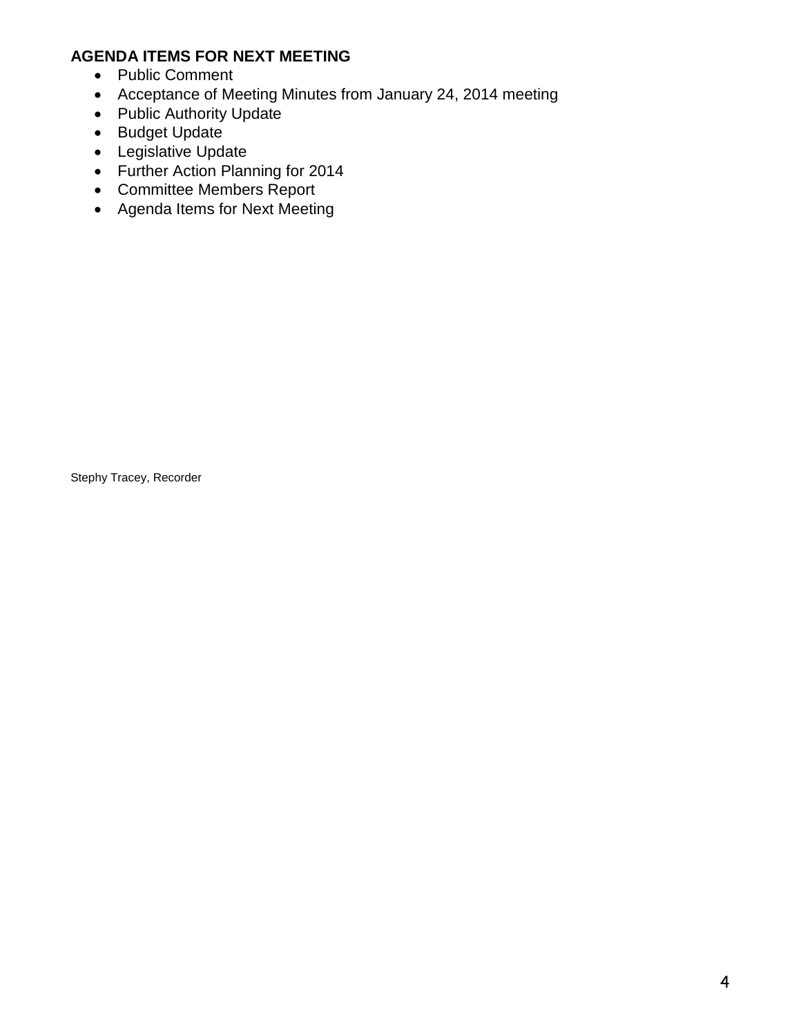**AGENDA ITEMS FOR NEXT MEETING**

- Public Comment
- Acceptance of Meeting Minutes from January 24, 2014 meeting
- Public Authority Update
- Budget Update
- Legislative Update
- Further Action Planning for 2014
- Committee Members Report
- Agenda Items for Next Meeting

Stephy Tracey, Recorder